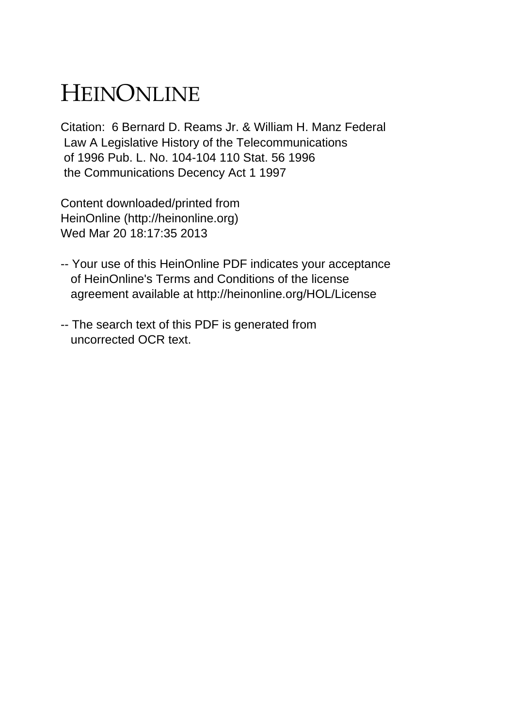# HEINONLINE

Citation: 6 Bernard D. Reams Jr. & William H. Manz Federal Law A Legislative History of the Telecommunications of 1996 Pub. L. No. 104-104 110 Stat. 56 1996 the Communications Decency Act 1 1997

Content downloaded/printed from HeinOnline (http://heinonline.org) Wed Mar 20 18:17:35 2013

-- Your use of this HeinOnline PDF indicates your acceptance of HeinOnline's Terms and Conditions of the license agreement available at http://heinonline.org/HOL/License

-- The search text of this PDF is generated from uncorrected OCR text.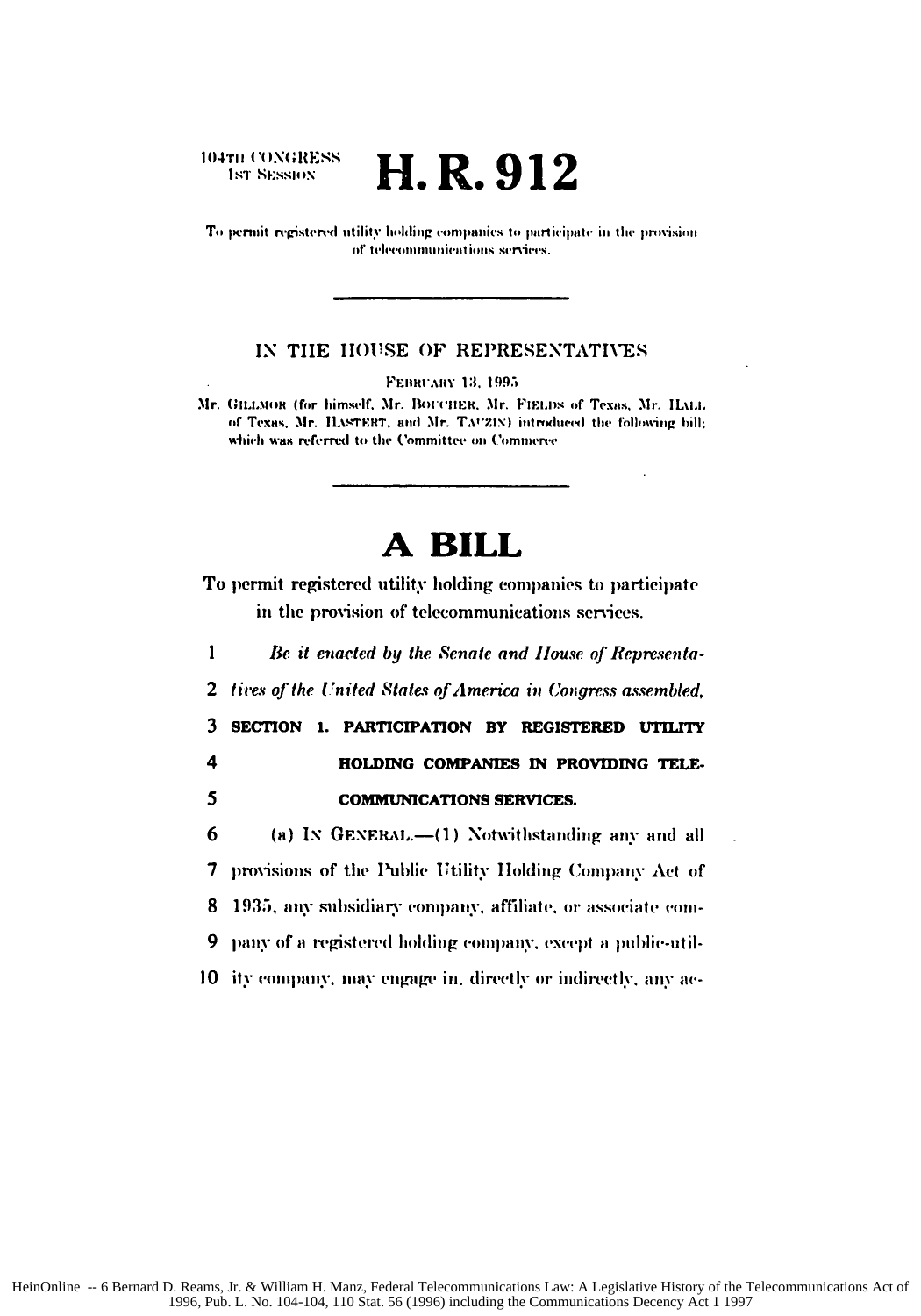104TH CONGRESS
1ST SESSION

# H. R. 912

To permit registered utility holding companies to participate in the provision of telecommunications services.

---

IN THE HOUSE OF REPRESENTATIVES

FEBRUARY 13, 1995

Mr. GILLMOR (for himself, Mr. BOUCHER, Mr. FIELDS of Texas, Mr. HALL of Texas, Mr. HASTERT, and Mr. TAUZIN) introduced the following bill; which was referred to the Committee on Commerce

---

# A BILL

To permit registered utility holding companies to participate in the provision of telecommunications services.

1 *Be it enacted by the Senate and House of Representa-*
2 *tives of the United States of America in Congress assembled,*
3 **SECTION 1. PARTICIPATION BY REGISTERED UTILITY**
4 **HOLDING COMPANIES IN PROVIDING TELE-**
5 **COMMUNICATIONS SERVICES.**
6 (a) IN GENERAL.—(1) Notwithstanding any and all
7 provisions of the Public Utility Holding Company Act of
8 1935, any subsidiary company, affiliate, or associate com-
9 pany of a registered holding company, except a public-util-
10 ity company, may engage in, directly or indirectly, any ac-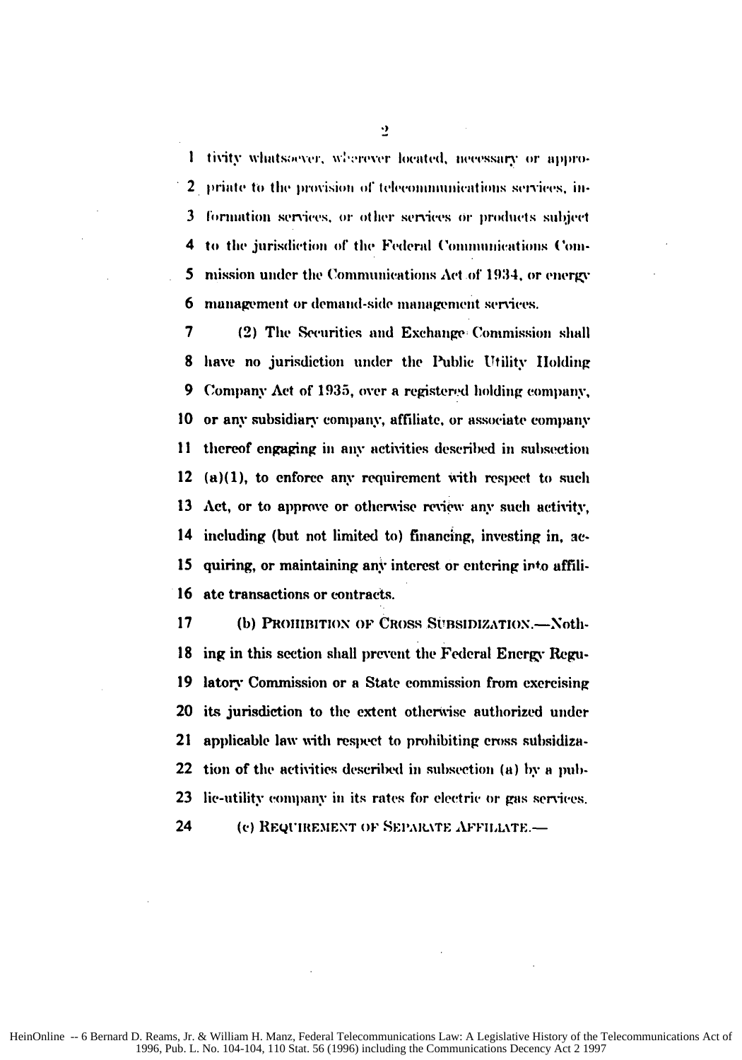1 tivity whatsoever, wherever located, necessary or appro-
2 priate to the provision of telecommunications services, in-
3 formation services, or other services or products subject
4 to the jurisdiction of the Federal Communications Com-
5 mission under the Communications Act of 1934, or energy
6 management or demand-side management services.

7 (2) The Securities and Exchange Commission shall
8 have no jurisdiction under the Public Utility Holding
9 Company Act of 1935, over a registered holding company,
10 or any subsidiary company, affiliate, or associate company
11 thereof engaging in any activities described in subsection
12 (a)(1), to enforce any requirement with respect to such
13 Act, or to approve or otherwise review any such activity,
14 including (but not limited to) financing, investing in, ac-
15 quiring, or maintaining any interest or entering into affili-
16 ate transactions or contracts.

17 (b) PROHIBITION OF CROSS SUBSIDIZATION.—Noth-
18 ing in this section shall prevent the Federal Energy Regu-
19 latory Commission or a State commission from exercising
20 its jurisdiction to the extent otherwise authorized under
21 applicable law with respect to prohibiting cross subsidiza-
22 tion of the activities described in subsection (a) by a pub-
23 lic-utility company in its rates for electric or gas services.

24 (c) REQUIREMENT OF SEPARATE AFFILIATE.—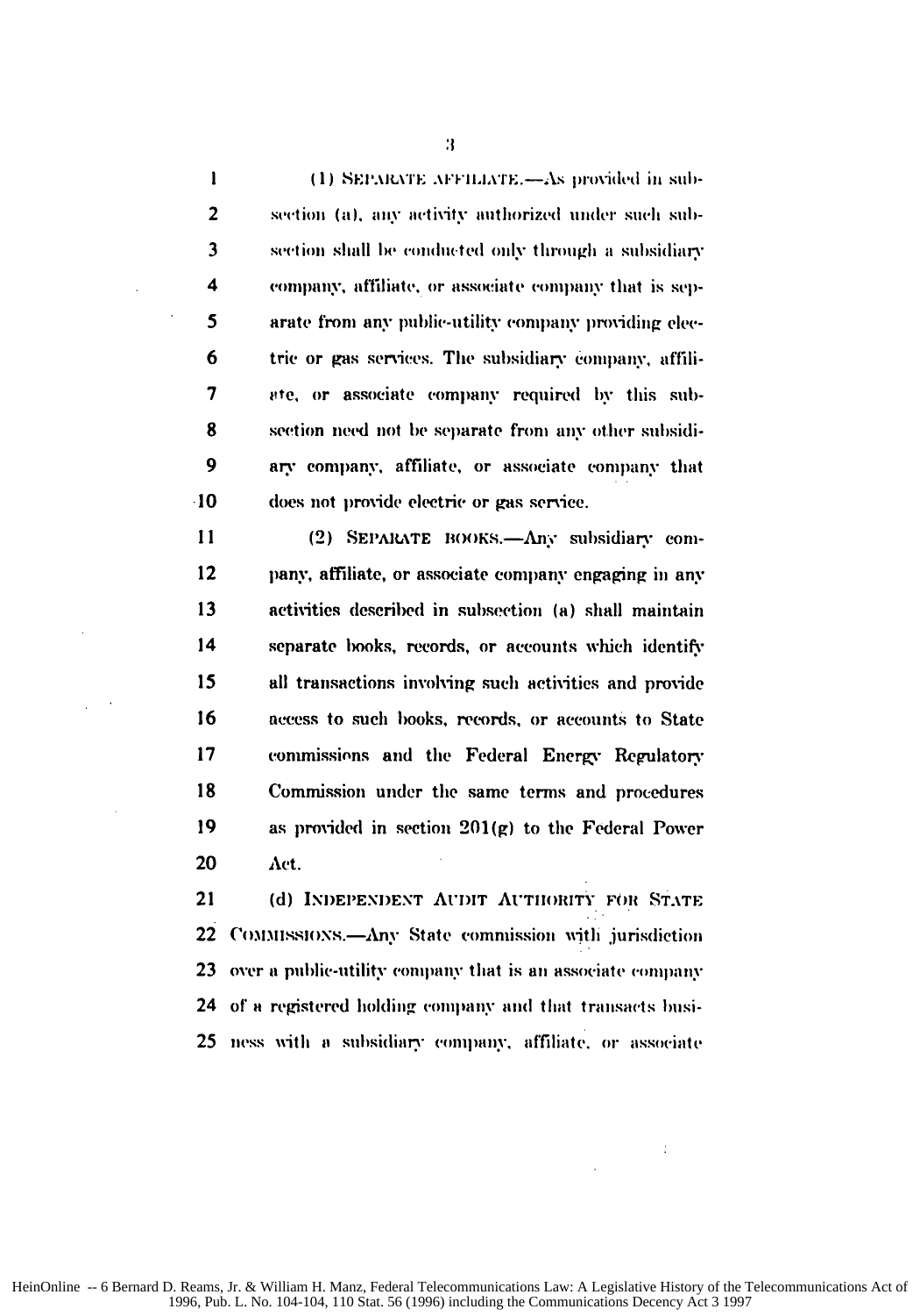1 (1) SEPARATE AFFILIATE.—As provided in sub-
2 section (a), any activity authorized under such sub-
3 section shall be conducted only through a subsidiary
4 company, affiliate, or associate company that is sep-
5 arate from any public-utility company providing elec-
6 tric or gas services. The subsidiary company, affili-
7 ate, or associate company required by this sub-
8 section need not be separate from any other subsidi-
9 ary company, affiliate, or associate company that
10 does not provide electric or gas service.

11 (2) SEPARATE BOOKS.—Any subsidiary com-
12 pany, affiliate, or associate company engaging in any
13 activities described in subsection (a) shall maintain
14 separate books, records, or accounts which identify
15 all transactions involving such activities and provide
16 access to such books, records, or accounts to State
17 commissions and the Federal Energy Regulatory
18 Commission under the same terms and procedures
19 as provided in section 201(g) to the Federal Power
20 Act.

21 (d) INDEPENDENT AUDIT AUTHORITY FOR STATE
22 COMMISSIONS.—Any State commission with jurisdiction
23 over a public-utility company that is an associate company
24 of a registered holding company and that transacts busi-
25 ness with a subsidiary company, affiliate, or associate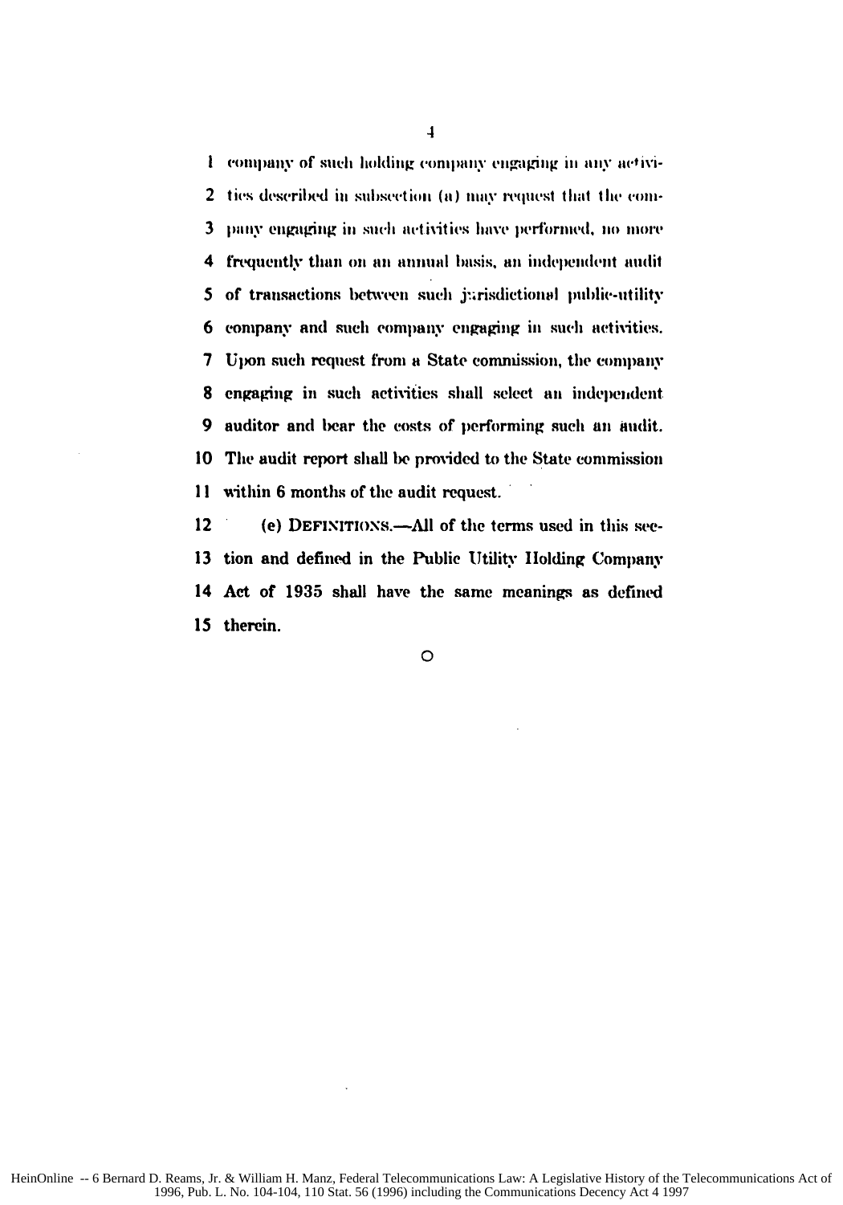1 company of such holding company engaging in any activi-
2 ties described in subsection (a) may request that the com-
3 pany engaging in such activities have performed, no more
4 frequently than on an annual basis, an independent audit
5 of transactions between such jurisdictional public-utility
6 company and such company engaging in such activities.
7 Upon such request from a State commission, the company
8 engaging in such activities shall select an independent
9 auditor and bear the costs of performing such an audit.
10 The audit report shall be provided to the State commission
11 within 6 months of the audit request.

12 (e) DEFINITIONS.—All of the terms used in this sec-
13 tion and defined in the Public Utility Holding Company
14 Act of 1935 shall have the same meanings as defined
15 therein.

O

HeinOnline -- 6 Bernard D. Reams, Jr. & William H. Manz, Federal Telecommunications Law: A Legislative History of the Telecommunications Act of 1996, Pub. L. No. 104-104, 110 Stat. 56 (1996) including the Communications Decency Act 4 1997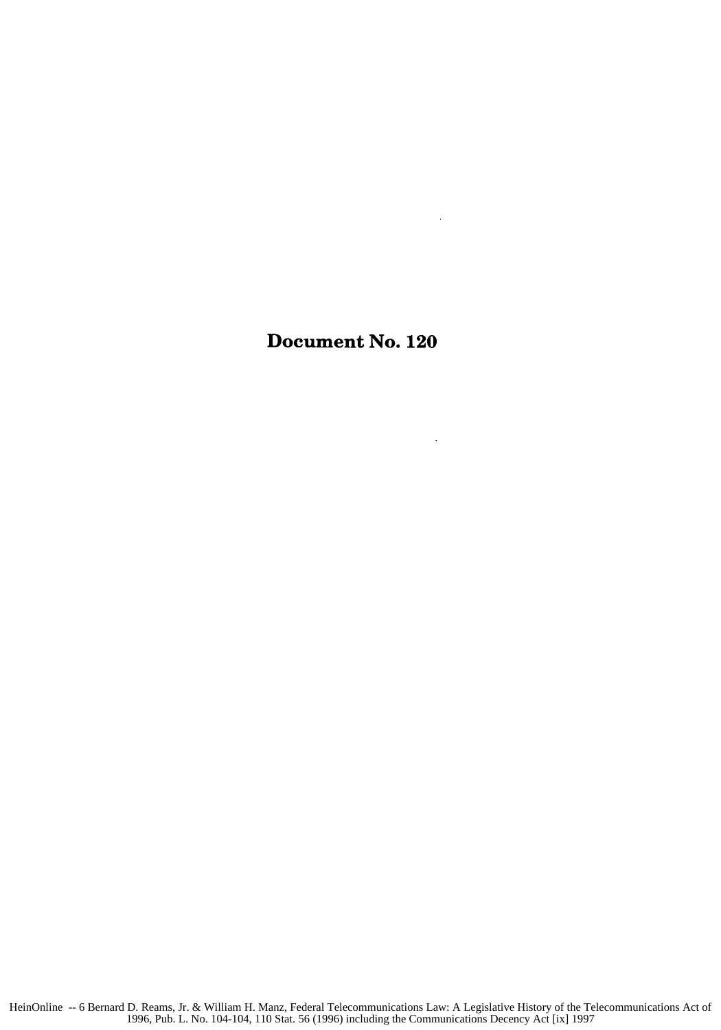# Document No. 120